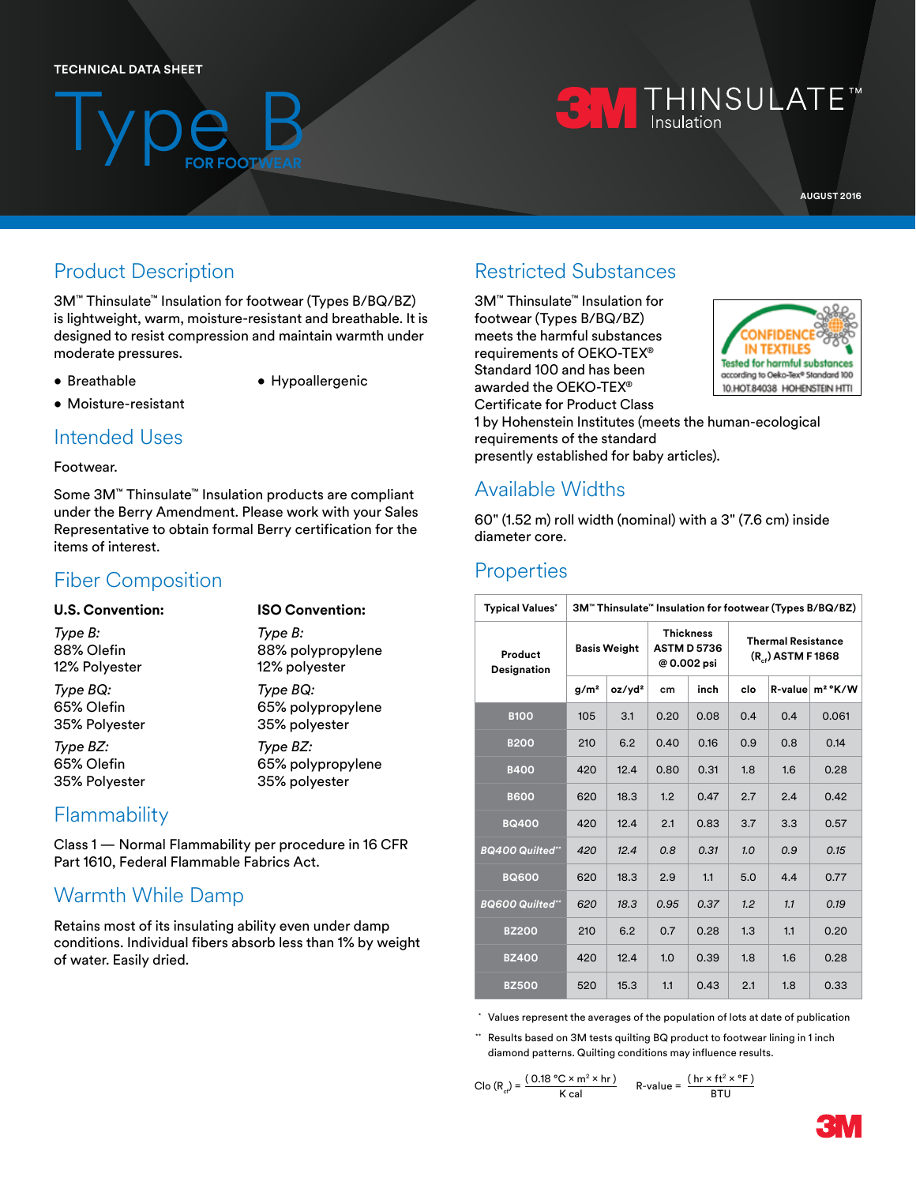TECHNICAL DATA SHEET

# Type B

FOR FOOTWEAR

3M THINSULATE™ Insulation

AUGUST 2016

## Product Description

3M™ Thinsulate™ Insulation for footwear (Types B/BQ/BZ) is lightweight, warm, moisture-resistant and breathable. It is designed to resist compression and maintain warmth under moderate pressures.

- Breathable
- Moisture-resistant
- Hypoallergenic

## Intended Uses

Footwear.

Some 3M™ Thinsulate™ Insulation products are compliant under the Berry Amendment. Please work with your Sales Representative to obtain formal Berry certification for the items of interest.

## Fiber Composition

| U.S. Convention: | ISO Convention: |
|---|---|
| *Type B:*<br>88% Olefin<br>12% Polyester | *Type B:*<br>88% polypropylene<br>12% polyester |
| *Type BQ:*<br>65% Olefin<br>35% Polyester | *Type BQ:*<br>65% polypropylene<br>35% polyester |
| *Type BZ:*<br>65% Olefin<br>35% Polyester | *Type BZ:*<br>65% polypropylene<br>35% polyester |

## Flammability

Class 1 — Normal Flammability per procedure in 16 CFR Part 1610, Federal Flammable Fabrics Act.

## Warmth While Damp

Retains most of its insulating ability even under damp conditions. Individual fibers absorb less than 1% by weight of water. Easily dried.

## Restricted Substances

3M™ Thinsulate™ Insulation for footwear (Types B/BQ/BZ) meets the harmful substances requirements of OEKO-TEX® Standard 100 and has been awarded the OEKO-TEX® Certificate for Product Class 1 by Hohenstein Institutes (meets the human-ecological requirements of the standard presently established for baby articles).

CONFIDENCE IN TEXTILES
Tested for harmful substances
according to Oeko-Tex® Standard 100
10.HOT.84038 HOHENSTEIN HTTI

## Available Widths

60" (1.52 m) roll width (nominal) with a 3" (7.6 cm) inside diameter core.

## Properties

| Typical Values* | 3M™ Thinsulate™ Insulation for footwear (Types B/BQ/BZ) | | | | | | |
|---|---|---|---|---|---|---|---|
| Product Designation | Basis Weight | | Thickness ASTM D 5736 @ 0.002 psi | | Thermal Resistance ($R_{cf}$) ASTM F 1868 | | |
| | g/m² | oz/yd² | cm | inch | clo | R-value | m² °K/W |
| B100 | 105 | 3.1 | 0.20 | 0.08 | 0.4 | 0.4 | 0.061 |
| B200 | 210 | 6.2 | 0.40 | 0.16 | 0.9 | 0.8 | 0.14 |
| B400 | 420 | 12.4 | 0.80 | 0.31 | 1.8 | 1.6 | 0.28 |
| B600 | 620 | 18.3 | 1.2 | 0.47 | 2.7 | 2.4 | 0.42 |
| BQ400 | 420 | 12.4 | 2.1 | 0.83 | 3.7 | 3.3 | 0.57 |
| *BQ400 Quilted*** | *420* | *12.4* | *0.8* | *0.31* | *1.0* | *0.9* | *0.15* |
| BQ600 | 620 | 18.3 | 2.9 | 1.1 | 5.0 | 4.4 | 0.77 |
| *BQ600 Quilted*** | *620* | *18.3* | *0.95* | *0.37* | *1.2* | *1.1* | *0.19* |
| BZ200 | 210 | 6.2 | 0.7 | 0.28 | 1.3 | 1.1 | 0.20 |
| BZ400 | 420 | 12.4 | 1.0 | 0.39 | 1.8 | 1.6 | 0.28 |
| BZ500 | 520 | 15.3 | 1.1 | 0.43 | 2.1 | 1.8 | 0.33 |

\* Values represent the averages of the population of lots at date of publication

\** Results based on 3M tests quilting BQ product to footwear lining in 1 inch diamond patterns. Quilting conditions may influence results.

$$\text{Clo } (R_{cf}) = \frac{(0.18\ °C \times m^2 \times hr)}{K\ cal} \qquad \text{R-value} = \frac{(hr \times ft^2 \times °F)}{BTU}$$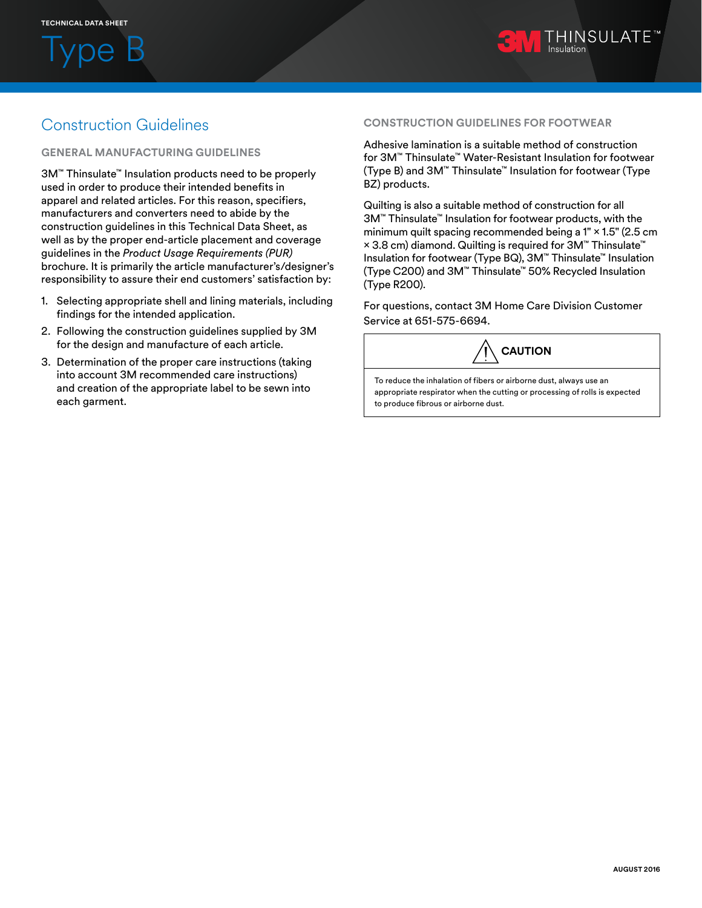# Type B

## Construction Guidelines

### GENERAL MANUFACTURING GUIDELINES

3M™ Thinsulate™ Insulation products need to be properly used in order to produce their intended benefits in apparel and related articles. For this reason, specifiers, manufacturers and converters need to abide by the construction guidelines in this Technical Data Sheet, as well as by the proper end-article placement and coverage guidelines in the *Product Usage Requirements (PUR)* brochure. It is primarily the article manufacturer's/designer's responsibility to assure their end customers' satisfaction by:

1. Selecting appropriate shell and lining materials, including findings for the intended application.
2. Following the construction guidelines supplied by 3M for the design and manufacture of each article.
3. Determination of the proper care instructions (taking into account 3M recommended care instructions) and creation of the appropriate label to be sewn into each garment.

### CONSTRUCTION GUIDELINES FOR FOOTWEAR

Adhesive lamination is a suitable method of construction for 3M™ Thinsulate™ Water-Resistant Insulation for footwear (Type B) and 3M™ Thinsulate™ Insulation for footwear (Type BZ) products.

Quilting is also a suitable method of construction for all 3M™ Thinsulate™ Insulation for footwear products, with the minimum quilt spacing recommended being a 1" × 1.5" (2.5 cm × 3.8 cm) diamond. Quilting is required for 3M™ Thinsulate™ Insulation for footwear (Type BQ), 3M™ Thinsulate™ Insulation (Type C200) and 3M™ Thinsulate™ 50% Recycled Insulation (Type R200).

For questions, contact 3M Home Care Division Customer Service at 651-575-6694.

**CAUTION**

To reduce the inhalation of fibers or airborne dust, always use an appropriate respirator when the cutting or processing of rolls is expected to produce fibrous or airborne dust.

AUGUST 2016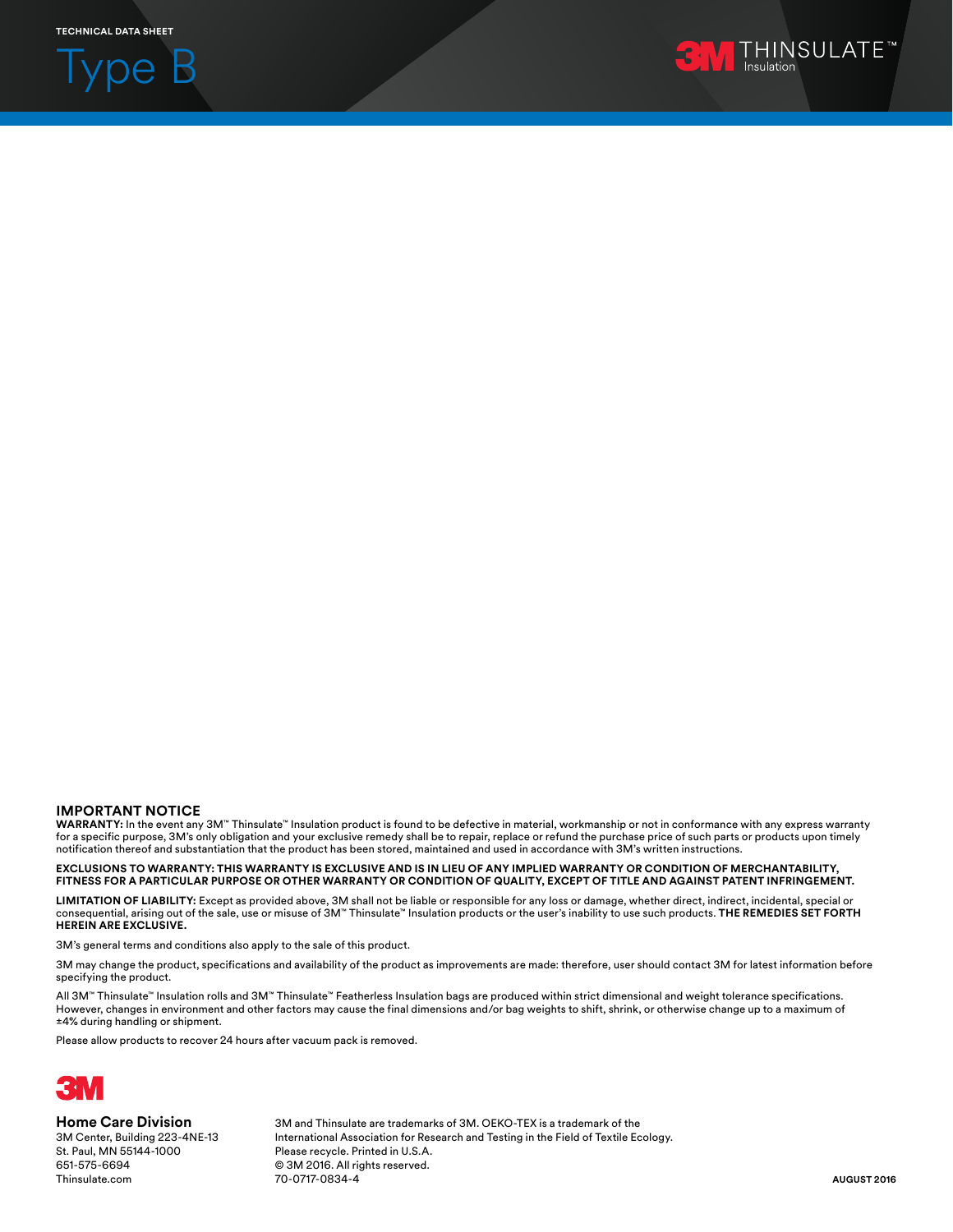## IMPORTANT NOTICE

**WARRANTY:** In the event any 3M™ Thinsulate™ Insulation product is found to be defective in material, workmanship or not in conformance with any express warranty for a specific purpose, 3M's only obligation and your exclusive remedy shall be to repair, replace or refund the purchase price of such parts or products upon timely notification thereof and substantiation that the product has been stored, maintained and used in accordance with 3M's written instructions.

**EXCLUSIONS TO WARRANTY: THIS WARRANTY IS EXCLUSIVE AND IS IN LIEU OF ANY IMPLIED WARRANTY OR CONDITION OF MERCHANTABILITY, FITNESS FOR A PARTICULAR PURPOSE OR OTHER WARRANTY OR CONDITION OF QUALITY, EXCEPT OF TITLE AND AGAINST PATENT INFRINGEMENT.**

**LIMITATION OF LIABILITY:** Except as provided above, 3M shall not be liable or responsible for any loss or damage, whether direct, indirect, incidental, special or consequential, arising out of the sale, use or misuse of 3M™ Thinsulate™ Insulation products or the user's inability to use such products. **THE REMEDIES SET FORTH HEREIN ARE EXCLUSIVE.**

3M's general terms and conditions also apply to the sale of this product.

3M may change the product, specifications and availability of the product as improvements are made: therefore, user should contact 3M for latest information before specifying the product.

All 3M™ Thinsulate™ Insulation rolls and 3M™ Thinsulate™ Featherless Insulation bags are produced within strict dimensional and weight tolerance specifications. However, changes in environment and other factors may cause the final dimensions and/or bag weights to shift, shrink, or otherwise change up to a maximum of ±4% during handling or shipment.

Please allow products to recover 24 hours after vacuum pack is removed.

**Home Care Division**
3M Center, Building 223-4NE-13
St. Paul, MN 55144-1000
651-575-6694
Thinsulate.com

3M and Thinsulate are trademarks of 3M. OEKO-TEX is a trademark of the International Association for Research and Testing in the Field of Textile Ecology.
Please recycle. Printed in U.S.A.
© 3M 2016. All rights reserved.
70-0717-0834-4

AUGUST 2016